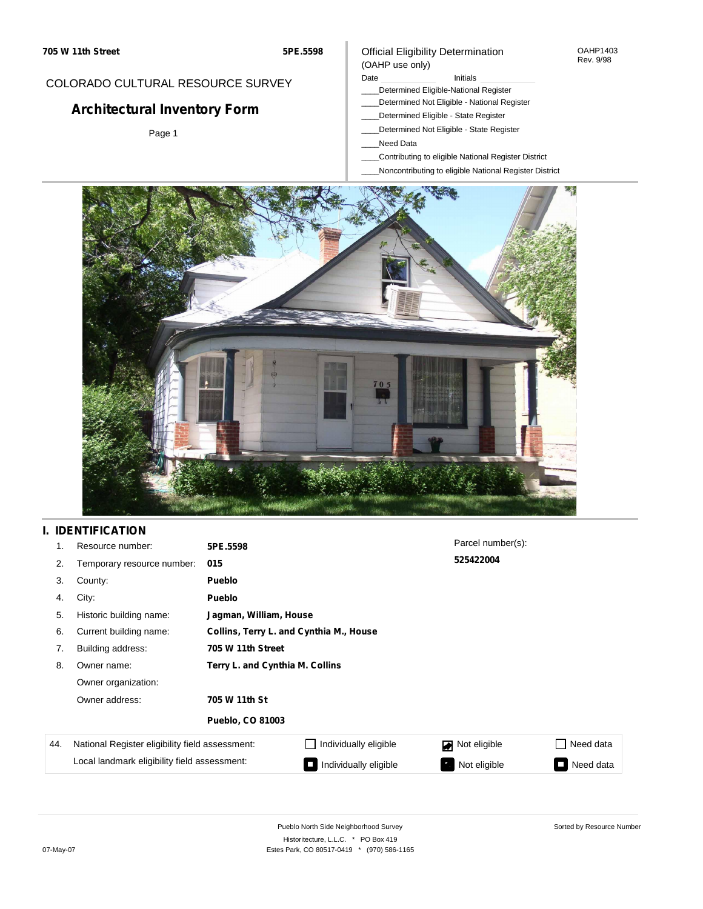**705 W 11th Street** **5PE.5598**

COLORADO CULTURAL RESOURCE SURVEY

# Architectural Inventory Form

Page 1

Official Eligibility Determination
(OAHP use only)

OAHP1403
Rev. 9/98

Date ______ Initials ______

____Determined Eligible-National Register
____Determined Not Eligible - National Register
____Determined Eligible - State Register
____Determined Not Eligible - State Register
____Need Data
____Contributing to eligible National Register District
____Noncontributing to eligible National Register District

## I. IDENTIFICATION

| | | |
|---|---|---|
| 1. | Resource number: | **5PE.5598** |
| 2. | Temporary resource number: | **015** |
| 3. | County: | **Pueblo** |
| 4. | City: | **Pueblo** |
| 5. | Historic building name: | **Jagman, William, House** |
| 6. | Current building name: | **Collins, Terry L. and Cynthia M., House** |
| 7. | Building address: | **705 W 11th Street** |
| 8. | Owner name: | **Terry L. and Cynthia M. Collins** |
| | Owner organization: | |
| | Owner address: | **705 W 11th St** |
| | | **Pueblo, CO 81003** |

Parcel number(s): **525422004**

| 44. | | | | |
|---|---|---|---|---|
| | National Register eligibility field assessment: | ☐ Individually eligible | ☑ Not eligible | ☐ Need data |
| | Local landmark eligibility field assessment: | ☐ Individually eligible | ☐ Not eligible | ☐ Need data |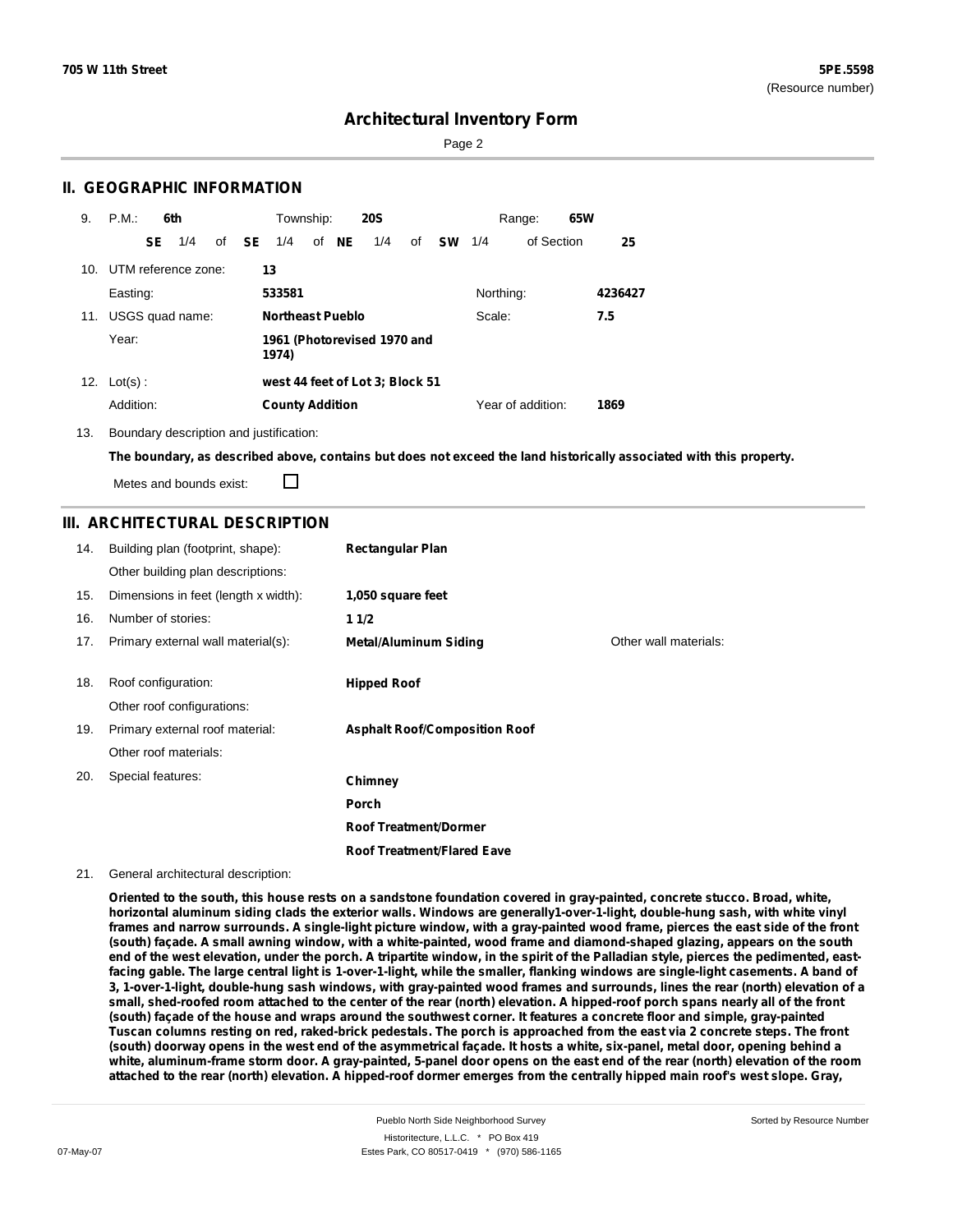## II. GEOGRAPHIC INFORMATION

9. P.M.: **6th** Township: **20S** Range: **65W**

**SE** 1/4 of **SE** 1/4 of **NE** 1/4 of **SW** 1/4 of Section **25**

10. UTM reference zone: **13**

Easting: **533581** Northing: **4236427**

11. USGS quad name: **Northeast Pueblo** Scale: **7.5**

Year: **1961 (Photorevised 1970 and 1974)**

12. Lot(s) : **west 44 feet of Lot 3; Block 51**

Addition: **County Addition** Year of addition: **1869**

13. Boundary description and justification:

**The boundary, as described above, contains but does not exceed the land historically associated with this property.**

Metes and bounds exist: ☐

## III. ARCHITECTURAL DESCRIPTION

| | | | |
|---|---|---|---|
| 14. | Building plan (footprint, shape): | **Rectangular Plan** | |
| | Other building plan descriptions: | | |
| 15. | Dimensions in feet (length x width): | **1,050 square feet** | |
| 16. | Number of stories: | **1 1/2** | |
| 17. | Primary external wall material(s): | **Metal/Aluminum Siding** | Other wall materials: |
| 18. | Roof configuration: | **Hipped Roof** | |
| | Other roof configurations: | | |
| 19. | Primary external roof material: | **Asphalt Roof/Composition Roof** | |
| | Other roof materials: | | |
| 20. | Special features: | **Chimney** | |
| | | **Porch** | |
| | | **Roof Treatment/Dormer** | |
| | | **Roof Treatment/Flared Eave** | |

21. General architectural description:

**Oriented to the south, this house rests on a sandstone foundation covered in gray-painted, concrete stucco. Broad, white, horizontal aluminum siding clads the exterior walls. Windows are generally1-over-1-light, double-hung sash, with white vinyl frames and narrow surrounds. A single-light picture window, with a gray-painted wood frame, pierces the east side of the front (south) façade. A small awning window, with a white-painted, wood frame and diamond-shaped glazing, appears on the south end of the west elevation, under the porch. A tripartite window, in the spirit of the Palladian style, pierces the pedimented, east-facing gable. The large central light is 1-over-1-light, while the smaller, flanking windows are single-light casements. A band of 3, 1-over-1-light, double-hung sash windows, with gray-painted wood frames and surrounds, lines the rear (north) elevation of a small, shed-roofed room attached to the center of the rear (north) elevation. A hipped-roof porch spans nearly all of the front (south) façade of the house and wraps around the southwest corner. It features a concrete floor and simple, gray-painted Tuscan columns resting on red, raked-brick pedestals. The porch is approached from the east via 2 concrete steps. The front (south) doorway opens in the west end of the asymmetrical façade. It hosts a white, six-panel, metal door, opening behind a white, aluminum-frame storm door. A gray-painted, 5-panel door opens on the east end of the rear (north) elevation of the room attached to the rear (north) elevation. A hipped-roof dormer emerges from the centrally hipped main roof's west slope. Gray,**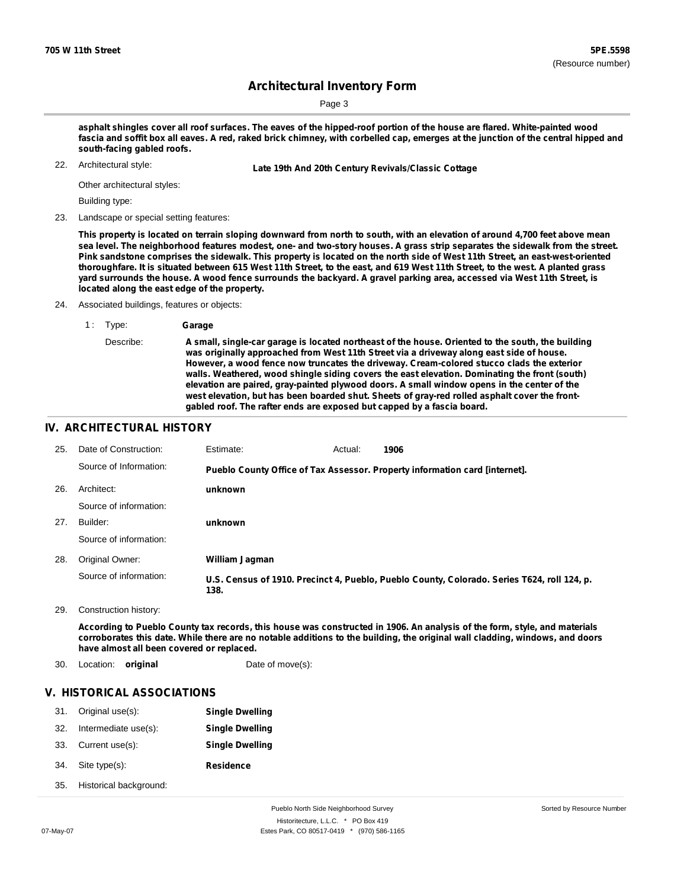asphalt shingles cover all roof surfaces. The eaves of the hipped-roof portion of the house are flared. White-painted wood fascia and soffit box all eaves. A red, raked brick chimney, with corbelled cap, emerges at the junction of the central hipped and south-facing gabled roofs.

22. Architectural style: **Late 19th And 20th Century Revivals/Classic Cottage**

    Other architectural styles:

    Building type:

23. Landscape or special setting features:

    **This property is located on terrain sloping downward from north to south, with an elevation of around 4,700 feet above mean sea level. The neighborhood features modest, one- and two-story houses. A grass strip separates the sidewalk from the street. Pink sandstone comprises the sidewalk. This property is located on the north side of West 11th Street, an east-west-oriented thoroughfare. It is situated between 615 West 11th Street, to the east, and 619 West 11th Street, to the west. A planted grass yard surrounds the house. A wood fence surrounds the backyard. A gravel parking area, accessed via West 11th Street, is located along the east edge of the property.**

24. Associated buildings, features or objects:

    1 : Type: **Garage**

    Describe: **A small, single-car garage is located northeast of the house. Oriented to the south, the building was originally approached from West 11th Street via a driveway along east side of house. However, a wood fence now truncates the driveway. Cream-colored stucco clads the exterior walls. Weathered, wood shingle siding covers the east elevation. Dominating the front (south) elevation are paired, gray-painted plywood doors. A small window opens in the center of the west elevation, but has been boarded shut. Sheets of gray-red rolled asphalt cover the front-gabled roof. The rafter ends are exposed but capped by a fascia board.**

## IV. ARCHITECTURAL HISTORY

25. Date of Construction: Estimate: Actual: **1906**

    Source of Information: **Pueblo County Office of Tax Assessor. Property information card [internet].**

26. Architect: **unknown**

    Source of information:

27. Builder: **unknown**

    Source of information:

28. Original Owner: **William Jagman**

    Source of information: **U.S. Census of 1910. Precinct 4, Pueblo, Pueblo County, Colorado. Series T624, roll 124, p. 138.**

29. Construction history:

    **According to Pueblo County tax records, this house was constructed in 1906. An analysis of the form, style, and materials corroborates this date. While there are no notable additions to the building, the original wall cladding, windows, and doors have almost all been covered or replaced.**

30. Location: **original** Date of move(s):

## V. HISTORICAL ASSOCIATIONS

31. Original use(s): **Single Dwelling**
32. Intermediate use(s): **Single Dwelling**
33. Current use(s): **Single Dwelling**
34. Site type(s): **Residence**
35. Historical background: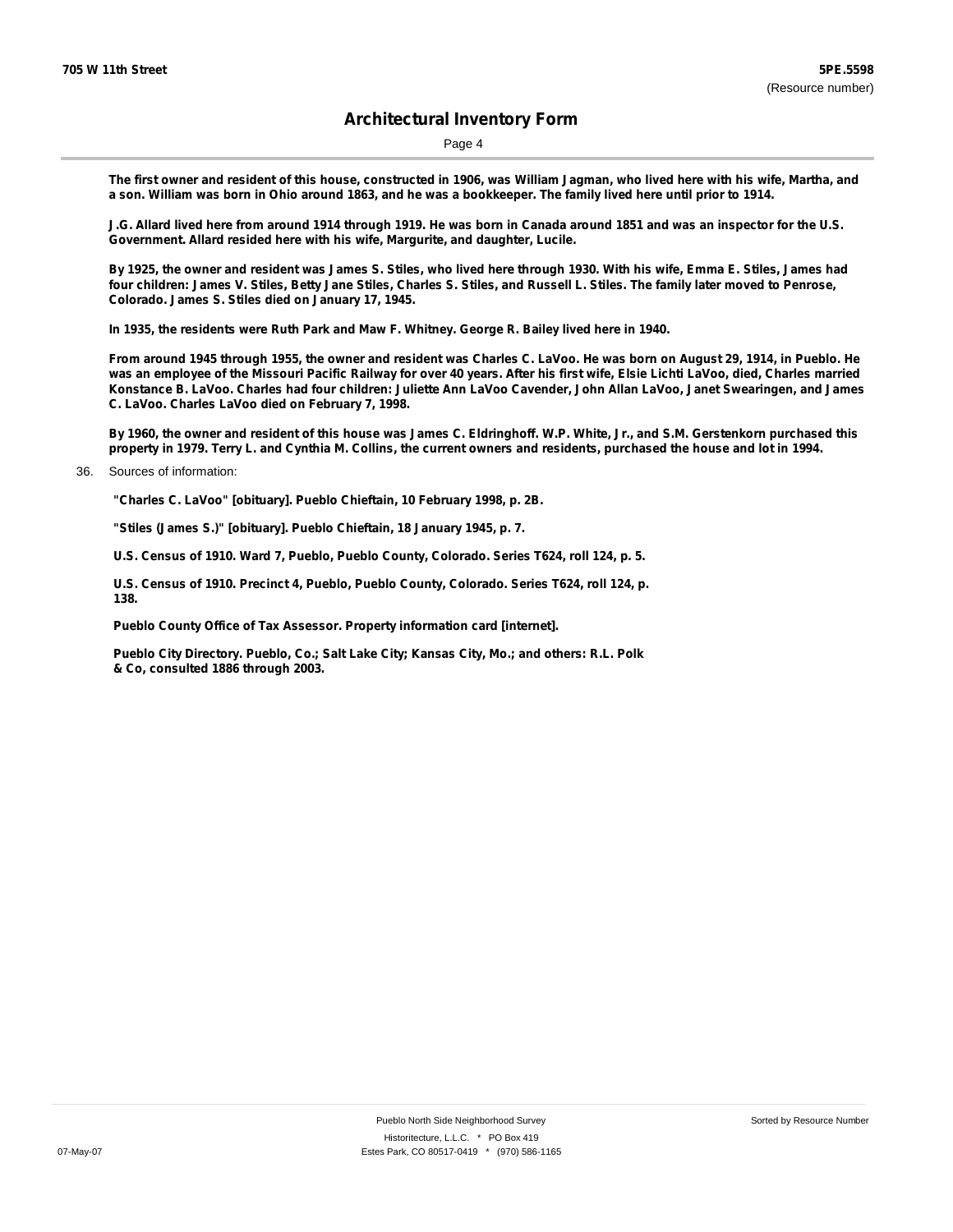**The first owner and resident of this house, constructed in 1906, was William Jagman, who lived here with his wife, Martha, and a son. William was born in Ohio around 1863, and he was a bookkeeper. The family lived here until prior to 1914.**

**J.G. Allard lived here from around 1914 through 1919. He was born in Canada around 1851 and was an inspector for the U.S. Government. Allard resided here with his wife, Margurite, and daughter, Lucile.**

**By 1925, the owner and resident was James S. Stiles, who lived here through 1930. With his wife, Emma E. Stiles, James had four children: James V. Stiles, Betty Jane Stiles, Charles S. Stiles, and Russell L. Stiles. The family later moved to Penrose, Colorado. James S. Stiles died on January 17, 1945.**

**In 1935, the residents were Ruth Park and Maw F. Whitney. George R. Bailey lived here in 1940.**

**From around 1945 through 1955, the owner and resident was Charles C. LaVoo. He was born on August 29, 1914, in Pueblo. He was an employee of the Missouri Pacific Railway for over 40 years. After his first wife, Elsie Lichti LaVoo, died, Charles married Konstance B. LaVoo. Charles had four children: Juliette Ann LaVoo Cavender, John Allan LaVoo, Janet Swearingen, and James C. LaVoo. Charles LaVoo died on February 7, 1998.**

**By 1960, the owner and resident of this house was James C. Eldringhoff. W.P. White, Jr., and S.M. Gerstenkorn purchased this property in 1979. Terry L. and Cynthia M. Collins, the current owners and residents, purchased the house and lot in 1994.**

36. Sources of information:

**"Charles C. LaVoo" [obituary]. Pueblo Chieftain, 10 February 1998, p. 2B.**

**"Stiles (James S.)" [obituary]. Pueblo Chieftain, 18 January 1945, p. 7.**

**U.S. Census of 1910. Ward 7, Pueblo, Pueblo County, Colorado. Series T624, roll 124, p. 5.**

**U.S. Census of 1910. Precinct 4, Pueblo, Pueblo County, Colorado. Series T624, roll 124, p. 138.**

**Pueblo County Office of Tax Assessor. Property information card [internet].**

**Pueblo City Directory. Pueblo, Co.; Salt Lake City; Kansas City, Mo.; and others: R.L. Polk & Co, consulted 1886 through 2003.**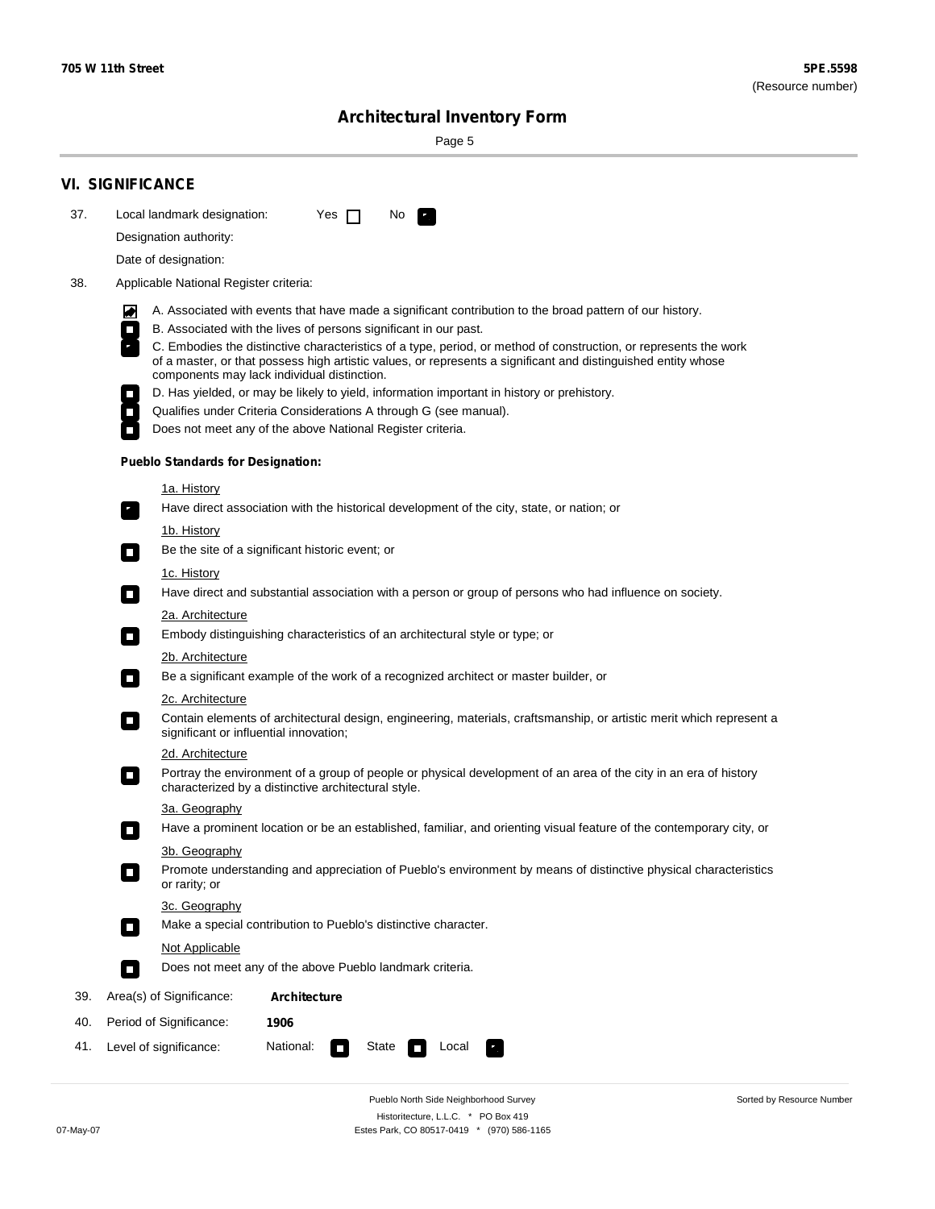## VI. SIGNIFICANCE

37. Local landmark designation: Yes ☐ No ☒

Designation authority:

Date of designation:

38. Applicable National Register criteria:

- ☒ A. Associated with events that have made a significant contribution to the broad pattern of our history.
- ☐ B. Associated with the lives of persons significant in our past.
- ☒ C. Embodies the distinctive characteristics of a type, period, or method of construction, or represents the work of a master, or that possess high artistic values, or represents a significant and distinguished entity whose components may lack individual distinction.
- ☐ D. Has yielded, or may be likely to yield, information important in history or prehistory.
- ☐ Qualifies under Criteria Considerations A through G (see manual).
- ☐ Does not meet any of the above National Register criteria.

**Pueblo Standards for Designation:**

1a. History

☒ Have direct association with the historical development of the city, state, or nation; or

1b. History

☐ Be the site of a significant historic event; or

1c. History

☐ Have direct and substantial association with a person or group of persons who had influence on society.

2a. Architecture

☐ Embody distinguishing characteristics of an architectural style or type; or

2b. Architecture

☐ Be a significant example of the work of a recognized architect or master builder, or

2c. Architecture

☐ Contain elements of architectural design, engineering, materials, craftsmanship, or artistic merit which represent a significant or influential innovation;

2d. Architecture

☐ Portray the environment of a group of people or physical development of an area of the city in an era of history characterized by a distinctive architectural style.

3a. Geography

☐ Have a prominent location or be an established, familiar, and orienting visual feature of the contemporary city, or

3b. Geography

☐ Promote understanding and appreciation of Pueblo's environment by means of distinctive physical characteristics or rarity; or

3c. Geography

☐ Make a special contribution to Pueblo's distinctive character.

Not Applicable

☐ Does not meet any of the above Pueblo landmark criteria.

39. Area(s) of Significance: **Architecture**

40. Period of Significance: **1906**

41. Level of significance: National: ☐ State ☐ Local ☒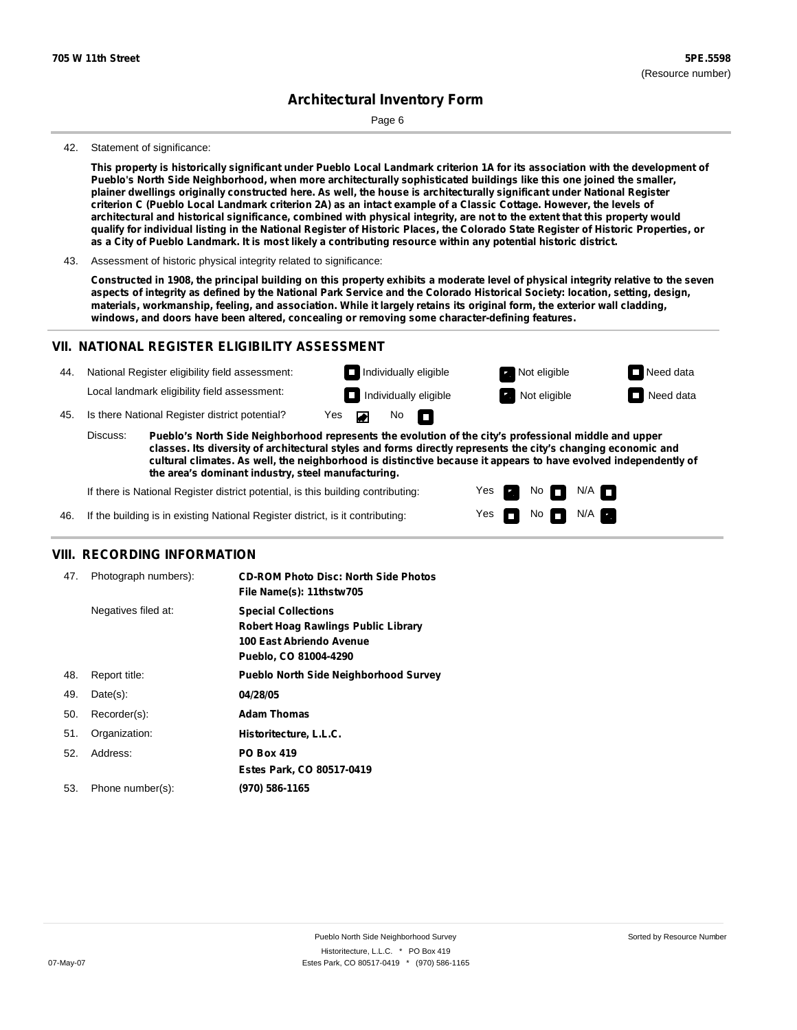**705 W 11th Street** | **5PE.5598** (Resource number)

# Architectural Inventory Form

42. Statement of significance:

**This property is historically significant under Pueblo Local Landmark criterion 1A for its association with the development of Pueblo's North Side Neighborhood, when more architecturally sophisticated buildings like this one joined the smaller, plainer dwellings originally constructed here. As well, the house is architecturally significant under National Register criterion C (Pueblo Local Landmark criterion 2A) as an intact example of a Classic Cottage. However, the levels of architectural and historical significance, combined with physical integrity, are not to the extent that this property would qualify for individual listing in the National Register of Historic Places, the Colorado State Register of Historic Properties, or as a City of Pueblo Landmark. It is most likely a contributing resource within any potential historic district.**

43. Assessment of historic physical integrity related to significance:

**Constructed in 1908, the principal building on this property exhibits a moderate level of physical integrity relative to the seven aspects of integrity as defined by the National Park Service and the Colorado Historical Society: location, setting, design, materials, workmanship, feeling, and association. While it largely retains its original form, the exterior wall cladding, windows, and doors have been altered, concealing or removing some character-defining features.**

## VII. NATIONAL REGISTER ELIGIBILITY ASSESSMENT

44. National Register eligibility field assessment: ☐ Individually eligible ☒ Not eligible ☐ Need data

Local landmark eligibility field assessment: ☐ Individually eligible ☒ Not eligible ☐ Need data

45. Is there National Register district potential? Yes ☒ No ☐

Discuss: **Pueblo's North Side Neighborhood represents the evolution of the city's professional middle and upper classes. Its diversity of architectural styles and forms directly represents the city's changing economic and cultural climates. As well, the neighborhood is distinctive because it appears to have evolved independently of the area's dominant industry, steel manufacturing.**

If there is National Register district potential, is this building contributing: Yes ☒ No ☐ N/A ☐

46. If the building is in existing National Register district, is it contributing: Yes ☐ No ☐ N/A ☒

## VIII. RECORDING INFORMATION

47. Photograph numbers): **CD-ROM Photo Disc: North Side Photos**
**File Name(s): 11thstw705**

Negatives filed at: **Special Collections**
**Robert Hoag Rawlings Public Library**
**100 East Abriendo Avenue**
**Pueblo, CO 81004-4290**

48. Report title: **Pueblo North Side Neighborhood Survey**

49. Date(s): **04/28/05**

50. Recorder(s): **Adam Thomas**

51. Organization: **Historitecture, L.L.C.**

52. Address: **PO Box 419**
**Estes Park, CO 80517-0419**

53. Phone number(s): **(970) 586-1165**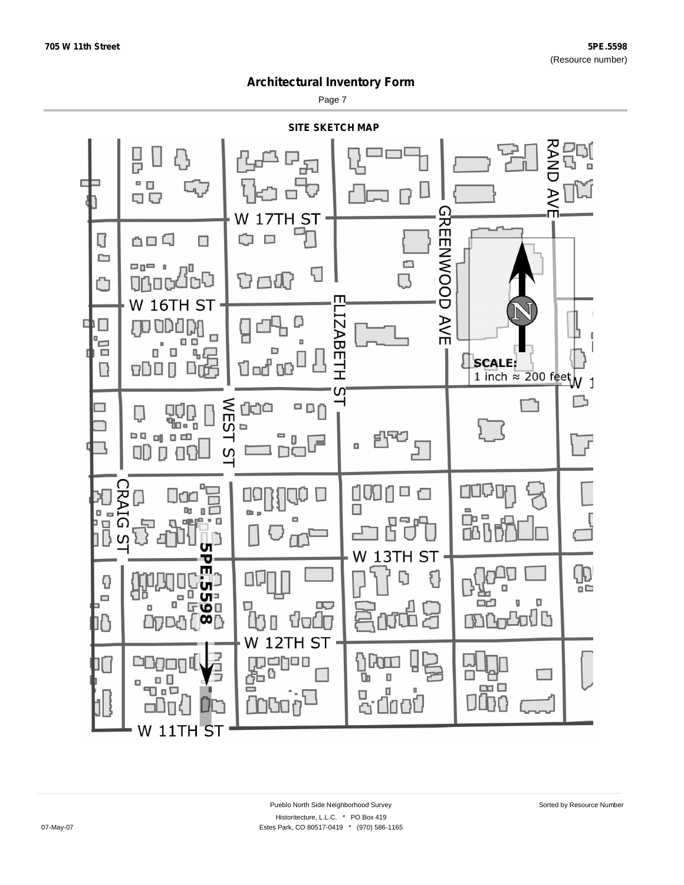## Architectural Inventory Form

### SITE SKETCH MAP

W 17TH ST

RAND AVE

GREENWOOD AVE

W 16TH ST

ELIZABETH ST

SCALE:
1 inch ≈ 200 feet

WEST ST

CRAIG ST

W 13TH ST

5PE.5598

W 12TH ST

W 11TH ST

Pueblo North Side Neighborhood Survey

Historitecture, L.L.C. * PO Box 419
Estes Park, CO 80517-0419 * (970) 586-1165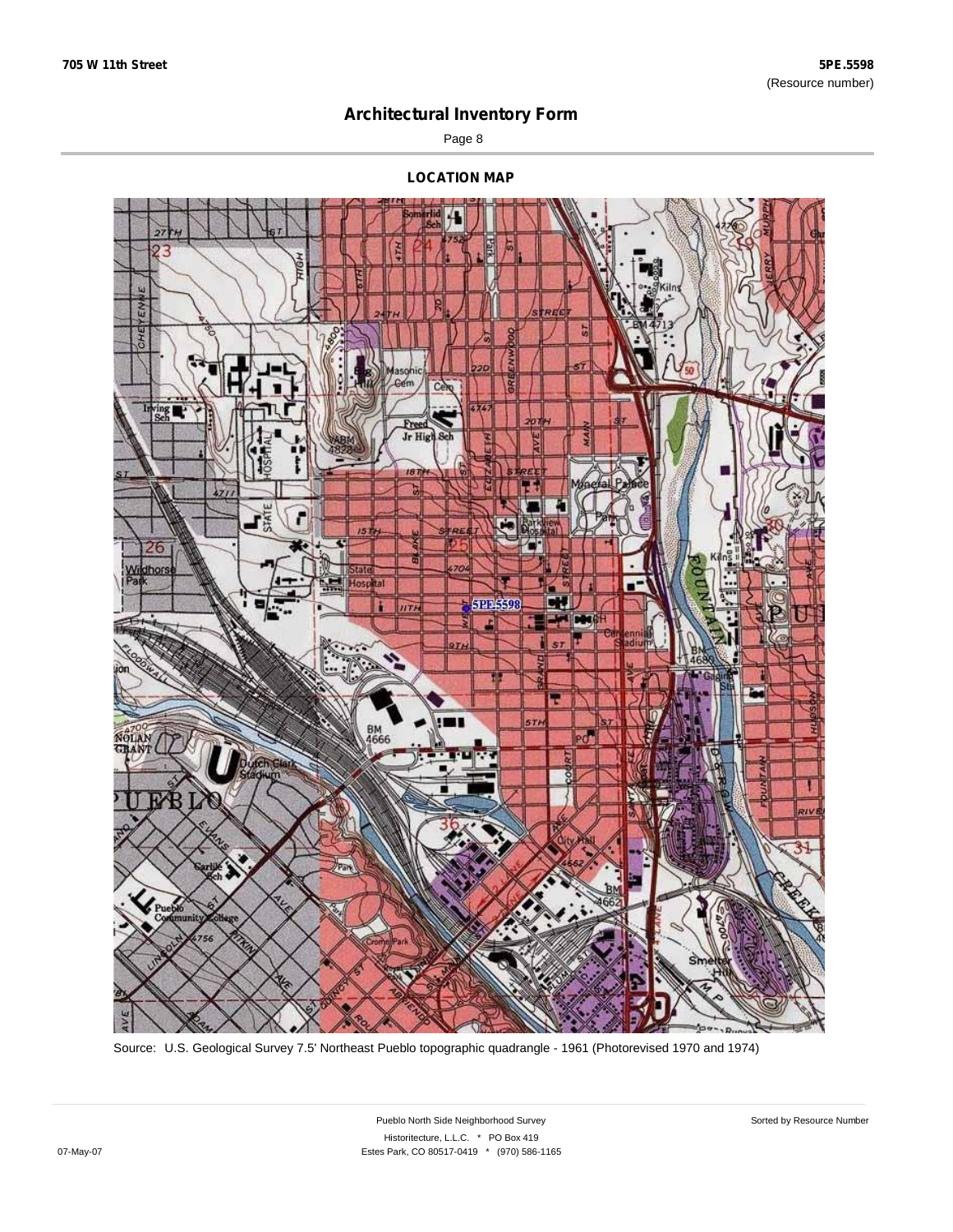# Architectural Inventory Form

## LOCATION MAP

Source: U.S. Geological Survey 7.5' Northeast Pueblo topographic quadrangle - 1961 (Photorevised 1970 and 1974)